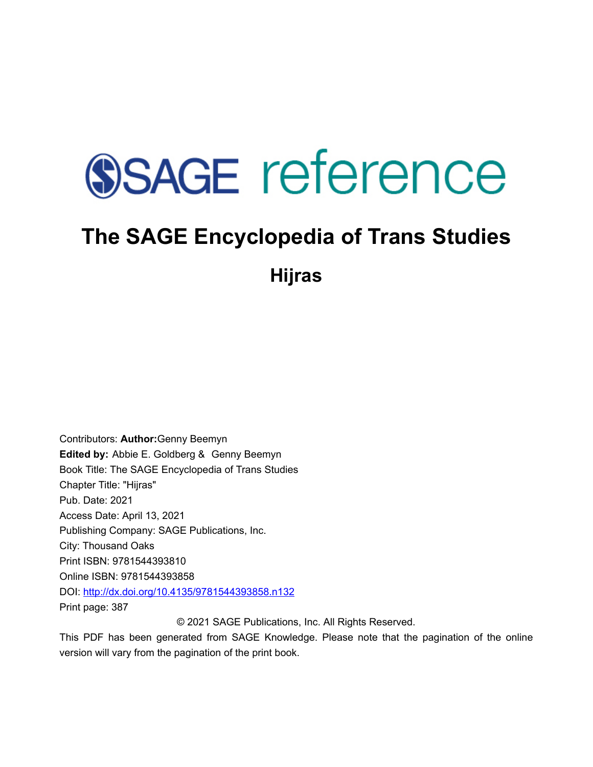# SAGE reference

# The SAGE Encyclopedia of Trans Studies

## Hijras

Contributors: **Author:** Genny Beemyn
**Edited by:** Abbie E. Goldberg & Genny Beemyn
Book Title: The SAGE Encyclopedia of Trans Studies
Chapter Title: "Hijras"
Pub. Date: 2021
Access Date: April 13, 2021
Publishing Company: SAGE Publications, Inc.
City: Thousand Oaks
Print ISBN: 9781544393810
Online ISBN: 9781544393858
DOI: http://dx.doi.org/10.4135/9781544393858.n132
Print page: 387

© 2021 SAGE Publications, Inc. All Rights Reserved.

This PDF has been generated from SAGE Knowledge. Please note that the pagination of the online version will vary from the pagination of the print book.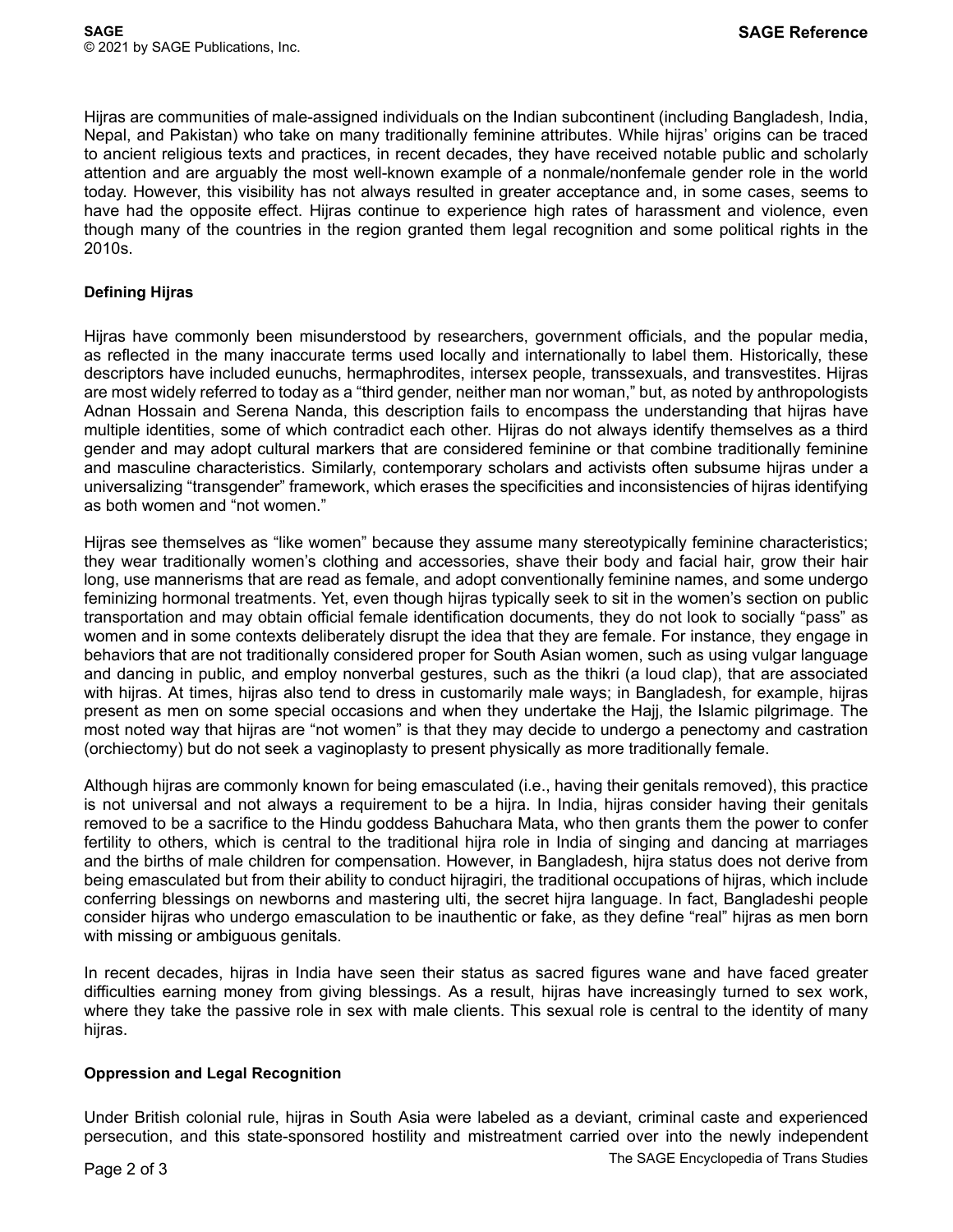Hijras are communities of male-assigned individuals on the Indian subcontinent (including Bangladesh, India, Nepal, and Pakistan) who take on many traditionally feminine attributes. While hijras' origins can be traced to ancient religious texts and practices, in recent decades, they have received notable public and scholarly attention and are arguably the most well-known example of a nonmale/nonfemale gender role in the world today. However, this visibility has not always resulted in greater acceptance and, in some cases, seems to have had the opposite effect. Hijras continue to experience high rates of harassment and violence, even though many of the countries in the region granted them legal recognition and some political rights in the 2010s.

**Defining Hijras**

Hijras have commonly been misunderstood by researchers, government officials, and the popular media, as reflected in the many inaccurate terms used locally and internationally to label them. Historically, these descriptors have included eunuchs, hermaphrodites, intersex people, transsexuals, and transvestites. Hijras are most widely referred to today as a "third gender, neither man nor woman," but, as noted by anthropologists Adnan Hossain and Serena Nanda, this description fails to encompass the understanding that hijras have multiple identities, some of which contradict each other. Hijras do not always identify themselves as a third gender and may adopt cultural markers that are considered feminine or that combine traditionally feminine and masculine characteristics. Similarly, contemporary scholars and activists often subsume hijras under a universalizing "transgender" framework, which erases the specificities and inconsistencies of hijras identifying as both women and "not women."

Hijras see themselves as "like women" because they assume many stereotypically feminine characteristics; they wear traditionally women's clothing and accessories, shave their body and facial hair, grow their hair long, use mannerisms that are read as female, and adopt conventionally feminine names, and some undergo feminizing hormonal treatments. Yet, even though hijras typically seek to sit in the women's section on public transportation and may obtain official female identification documents, they do not look to socially "pass" as women and in some contexts deliberately disrupt the idea that they are female. For instance, they engage in behaviors that are not traditionally considered proper for South Asian women, such as using vulgar language and dancing in public, and employ nonverbal gestures, such as the thikri (a loud clap), that are associated with hijras. At times, hijras also tend to dress in customarily male ways; in Bangladesh, for example, hijras present as men on some special occasions and when they undertake the Hajj, the Islamic pilgrimage. The most noted way that hijras are "not women" is that they may decide to undergo a penectomy and castration (orchiectomy) but do not seek a vaginoplasty to present physically as more traditionally female.

Although hijras are commonly known for being emasculated (i.e., having their genitals removed), this practice is not universal and not always a requirement to be a hijra. In India, hijras consider having their genitals removed to be a sacrifice to the Hindu goddess Bahuchara Mata, who then grants them the power to confer fertility to others, which is central to the traditional hijra role in India of singing and dancing at marriages and the births of male children for compensation. However, in Bangladesh, hijra status does not derive from being emasculated but from their ability to conduct hijragiri, the traditional occupations of hijras, which include conferring blessings on newborns and mastering ulti, the secret hijra language. In fact, Bangladeshi people consider hijras who undergo emasculation to be inauthentic or fake, as they define "real" hijras as men born with missing or ambiguous genitals.

In recent decades, hijras in India have seen their status as sacred figures wane and have faced greater difficulties earning money from giving blessings. As a result, hijras have increasingly turned to sex work, where they take the passive role in sex with male clients. This sexual role is central to the identity of many hijras.

**Oppression and Legal Recognition**

Under British colonial rule, hijras in South Asia were labeled as a deviant, criminal caste and experienced persecution, and this state-sponsored hostility and mistreatment carried over into the newly independent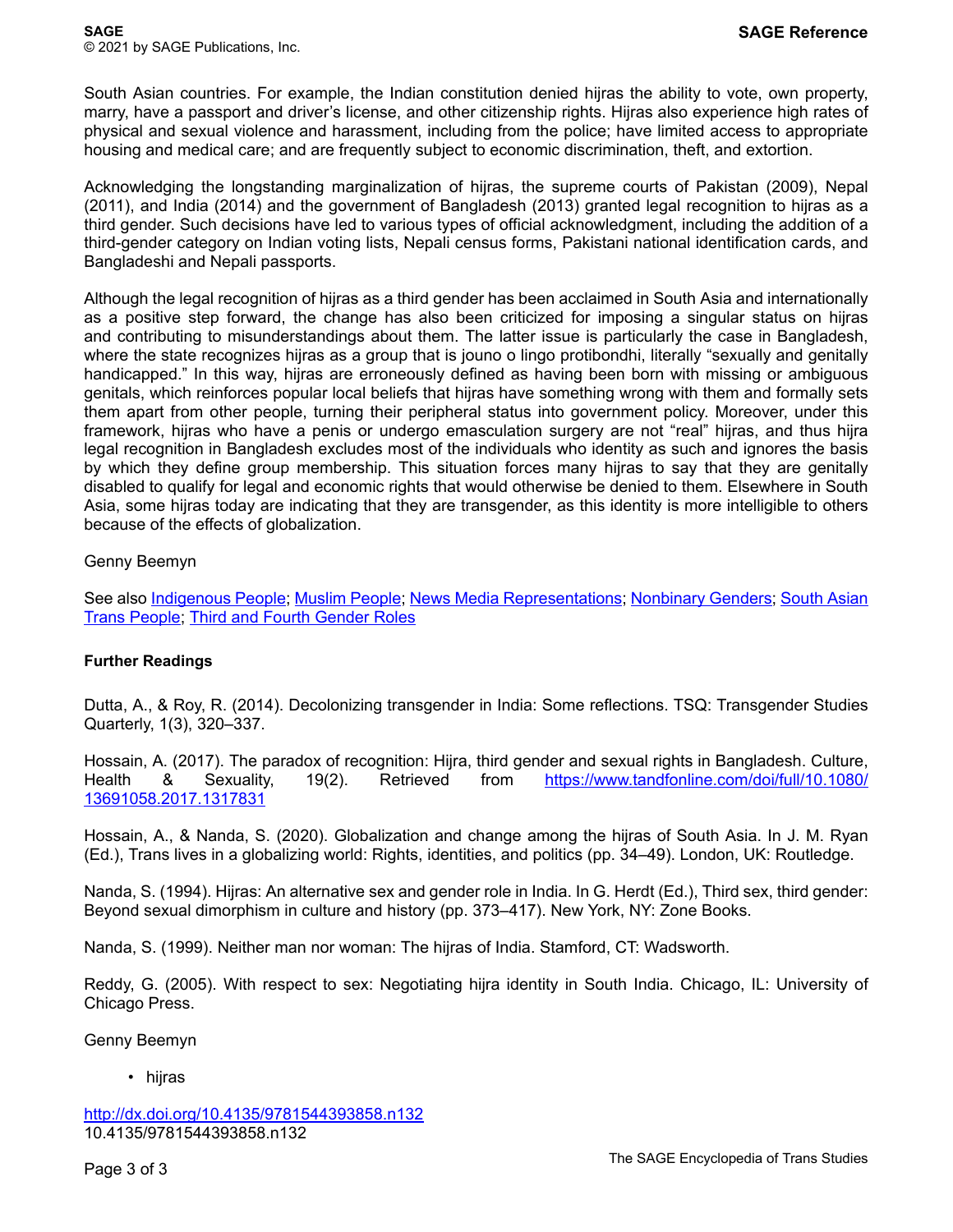South Asian countries. For example, the Indian constitution denied hijras the ability to vote, own property, marry, have a passport and driver's license, and other citizenship rights. Hijras also experience high rates of physical and sexual violence and harassment, including from the police; have limited access to appropriate housing and medical care; and are frequently subject to economic discrimination, theft, and extortion.

Acknowledging the longstanding marginalization of hijras, the supreme courts of Pakistan (2009), Nepal (2011), and India (2014) and the government of Bangladesh (2013) granted legal recognition to hijras as a third gender. Such decisions have led to various types of official acknowledgment, including the addition of a third-gender category on Indian voting lists, Nepali census forms, Pakistani national identification cards, and Bangladeshi and Nepali passports.

Although the legal recognition of hijras as a third gender has been acclaimed in South Asia and internationally as a positive step forward, the change has also been criticized for imposing a singular status on hijras and contributing to misunderstandings about them. The latter issue is particularly the case in Bangladesh, where the state recognizes hijras as a group that is jouno o lingo protibondhi, literally "sexually and genitally handicapped." In this way, hijras are erroneously defined as having been born with missing or ambiguous genitals, which reinforces popular local beliefs that hijras have something wrong with them and formally sets them apart from other people, turning their peripheral status into government policy. Moreover, under this framework, hijras who have a penis or undergo emasculation surgery are not "real" hijras, and thus hijra legal recognition in Bangladesh excludes most of the individuals who identity as such and ignores the basis by which they define group membership. This situation forces many hijras to say that they are genitally disabled to qualify for legal and economic rights that would otherwise be denied to them. Elsewhere in South Asia, some hijras today are indicating that they are transgender, as this identity is more intelligible to others because of the effects of globalization.

Genny Beemyn

See also Indigenous People; Muslim People; News Media Representations; Nonbinary Genders; South Asian Trans People; Third and Fourth Gender Roles

**Further Readings**

Dutta, A., & Roy, R. (2014). Decolonizing transgender in India: Some reflections. TSQ: Transgender Studies Quarterly, 1(3), 320–337.

Hossain, A. (2017). The paradox of recognition: Hijra, third gender and sexual rights in Bangladesh. Culture, Health & Sexuality, 19(2). Retrieved from https://www.tandfonline.com/doi/full/10.1080/13691058.2017.1317831

Hossain, A., & Nanda, S. (2020). Globalization and change among the hijras of South Asia. In J. M. Ryan (Ed.), Trans lives in a globalizing world: Rights, identities, and politics (pp. 34–49). London, UK: Routledge.

Nanda, S. (1994). Hijras: An alternative sex and gender role in India. In G. Herdt (Ed.), Third sex, third gender: Beyond sexual dimorphism in culture and history (pp. 373–417). New York, NY: Zone Books.

Nanda, S. (1999). Neither man nor woman: The hijras of India. Stamford, CT: Wadsworth.

Reddy, G. (2005). With respect to sex: Negotiating hijra identity in South India. Chicago, IL: University of Chicago Press.

Genny Beemyn

- hijras

http://dx.doi.org/10.4135/9781544393858.n132
10.4135/9781544393858.n132